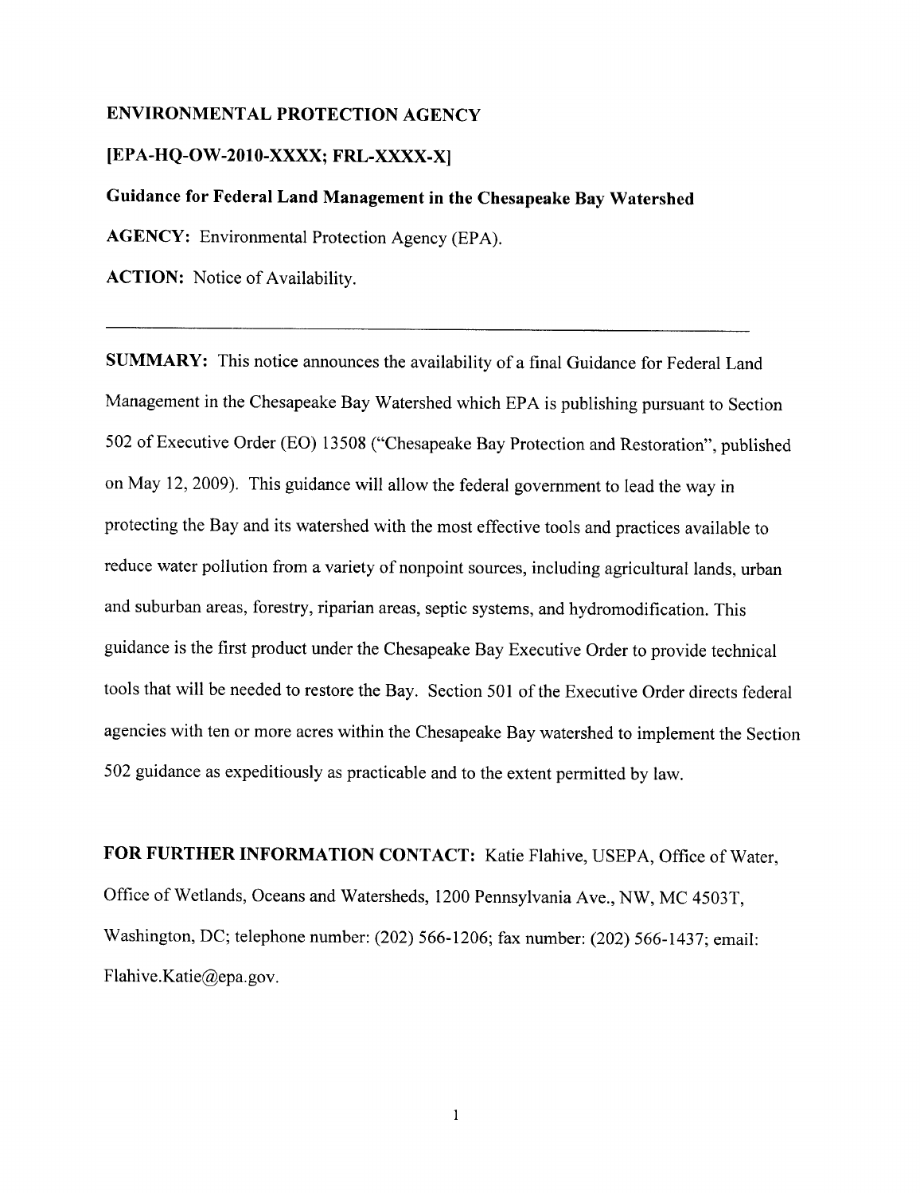**ENVIRONMENTAL PROTECTION AGENCY**

**[EPA-HQ-OW-2010-XXXX; FRL-XXXX-X]**

**Guidance for Federal Land Management in the Chesapeake Bay Watershed**

**AGENCY:** Environmental Protection Agency (EPA).

**ACTION:** Notice of Availability.

---

**SUMMARY:** This notice announces the availability of a final Guidance for Federal Land Management in the Chesapeake Bay Watershed which EPA is publishing pursuant to Section 502 of Executive Order (EO) 13508 ("Chesapeake Bay Protection and Restoration", published on May 12, 2009). This guidance will allow the federal government to lead the way in protecting the Bay and its watershed with the most effective tools and practices available to reduce water pollution from a variety of nonpoint sources, including agricultural lands, urban and suburban areas, forestry, riparian areas, septic systems, and hydromodification. This guidance is the first product under the Chesapeake Bay Executive Order to provide technical tools that will be needed to restore the Bay. Section 501 of the Executive Order directs federal agencies with ten or more acres within the Chesapeake Bay watershed to implement the Section 502 guidance as expeditiously as practicable and to the extent permitted by law.

**FOR FURTHER INFORMATION CONTACT:** Katie Flahive, USEPA, Office of Water, Office of Wetlands, Oceans and Watersheds, 1200 Pennsylvania Ave., NW, MC 4503T, Washington, DC; telephone number: (202) 566-1206; fax number: (202) 566-1437; email: Flahive.Katie@epa.gov.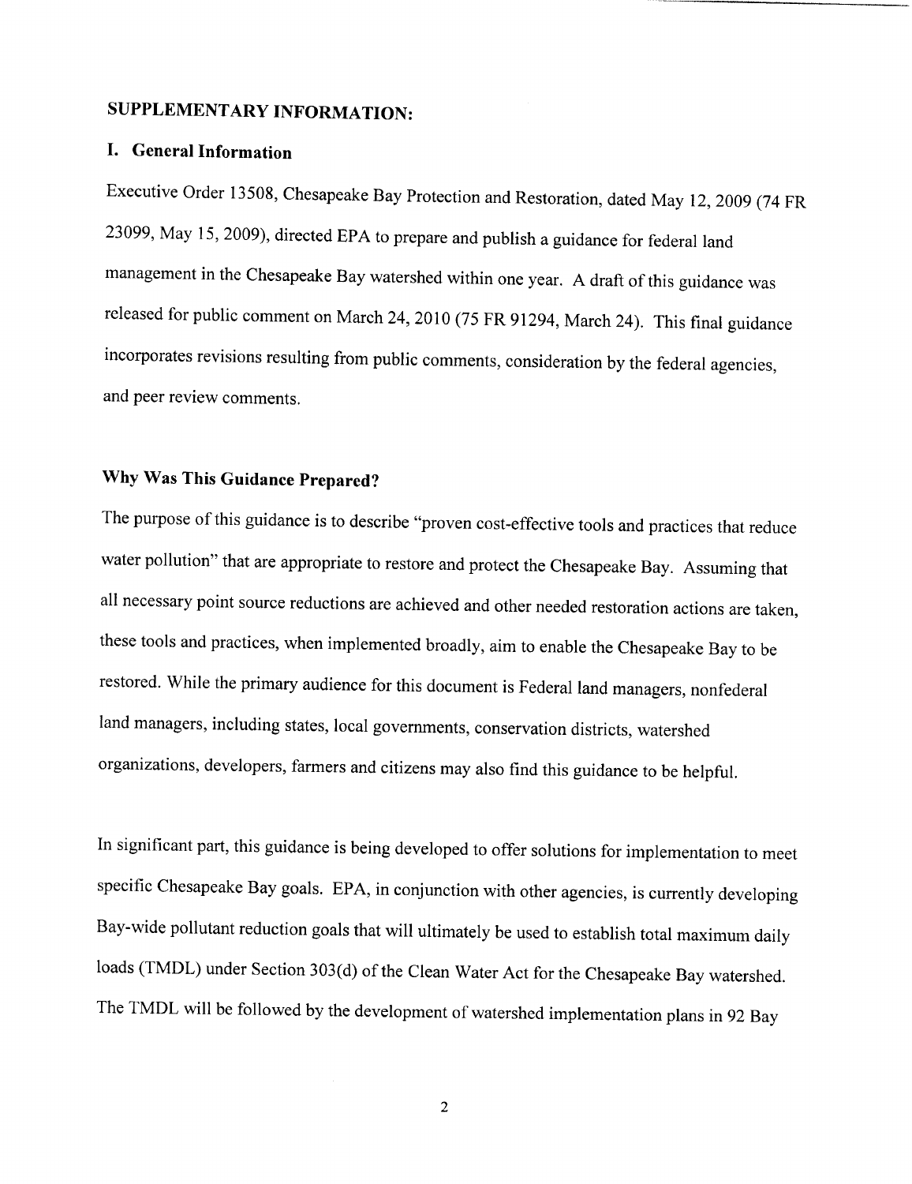## SUPPLEMENTARY INFORMATION:

### I. General Information

Executive Order 13508, Chesapeake Bay Protection and Restoration, dated May 12, 2009 (74 FR 23099, May 15, 2009), directed EPA to prepare and publish a guidance for federal land management in the Chesapeake Bay watershed within one year. A draft of this guidance was released for public comment on March 24, 2010 (75 FR 91294, March 24). This final guidance incorporates revisions resulting from public comments, consideration by the federal agencies, and peer review comments.

### Why Was This Guidance Prepared?

The purpose of this guidance is to describe "proven cost-effective tools and practices that reduce water pollution" that are appropriate to restore and protect the Chesapeake Bay. Assuming that all necessary point source reductions are achieved and other needed restoration actions are taken, these tools and practices, when implemented broadly, aim to enable the Chesapeake Bay to be restored. While the primary audience for this document is Federal land managers, nonfederal land managers, including states, local governments, conservation districts, watershed organizations, developers, farmers and citizens may also find this guidance to be helpful.

In significant part, this guidance is being developed to offer solutions for implementation to meet specific Chesapeake Bay goals. EPA, in conjunction with other agencies, is currently developing Bay-wide pollutant reduction goals that will ultimately be used to establish total maximum daily loads (TMDL) under Section 303(d) of the Clean Water Act for the Chesapeake Bay watershed. The TMDL will be followed by the development of watershed implementation plans in 92 Bay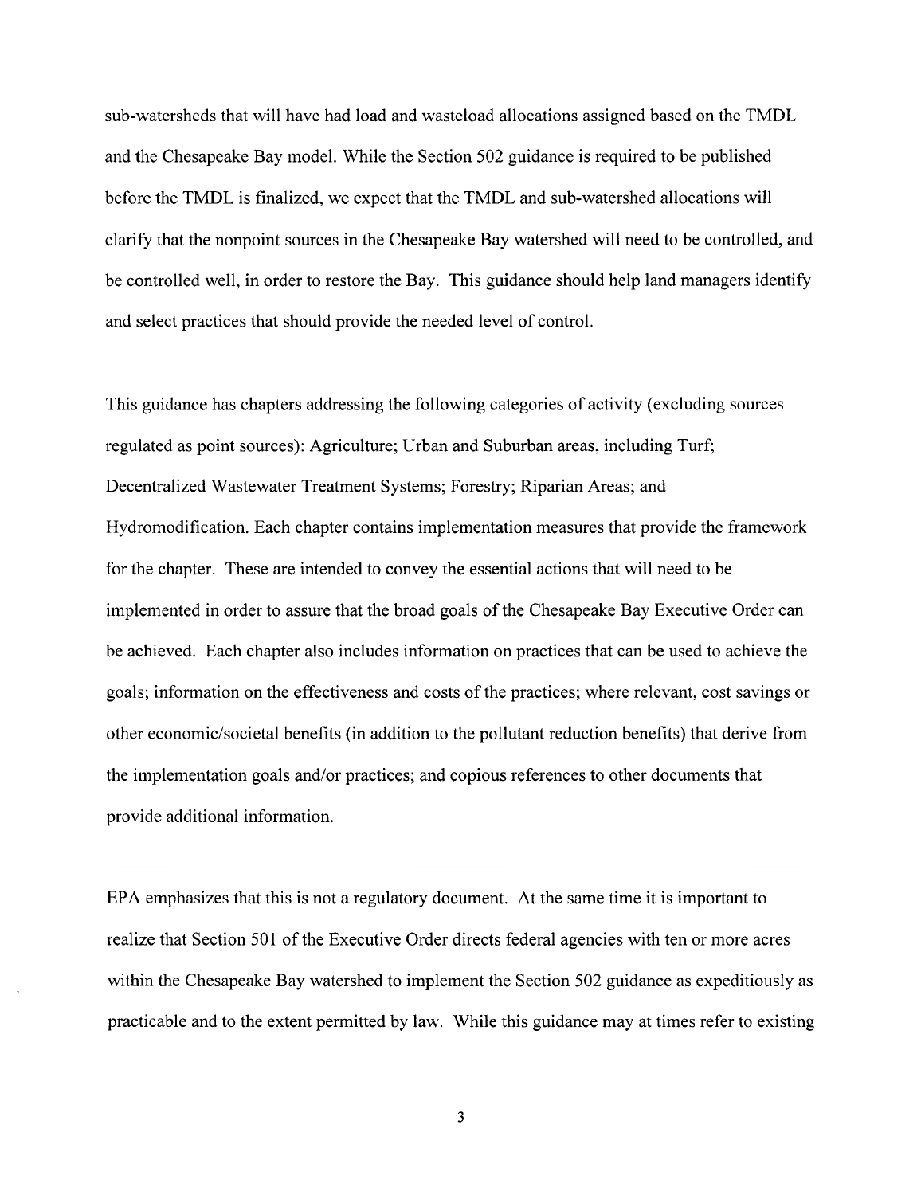sub-watersheds that will have had load and wasteload allocations assigned based on the TMDL and the Chesapeake Bay model. While the Section 502 guidance is required to be published before the TMDL is finalized, we expect that the TMDL and sub-watershed allocations will clarify that the nonpoint sources in the Chesapeake Bay watershed will need to be controlled, and be controlled well, in order to restore the Bay. This guidance should help land managers identify and select practices that should provide the needed level of control.

This guidance has chapters addressing the following categories of activity (excluding sources regulated as point sources): Agriculture; Urban and Suburban areas, including Turf; Decentralized Wastewater Treatment Systems; Forestry; Riparian Areas; and Hydromodification. Each chapter contains implementation measures that provide the framework for the chapter. These are intended to convey the essential actions that will need to be implemented in order to assure that the broad goals of the Chesapeake Bay Executive Order can be achieved. Each chapter also includes information on practices that can be used to achieve the goals; information on the effectiveness and costs of the practices; where relevant, cost savings or other economic/societal benefits (in addition to the pollutant reduction benefits) that derive from the implementation goals and/or practices; and copious references to other documents that provide additional information.

EPA emphasizes that this is not a regulatory document. At the same time it is important to realize that Section 501 of the Executive Order directs federal agencies with ten or more acres within the Chesapeake Bay watershed to implement the Section 502 guidance as expeditiously as practicable and to the extent permitted by law. While this guidance may at times refer to existing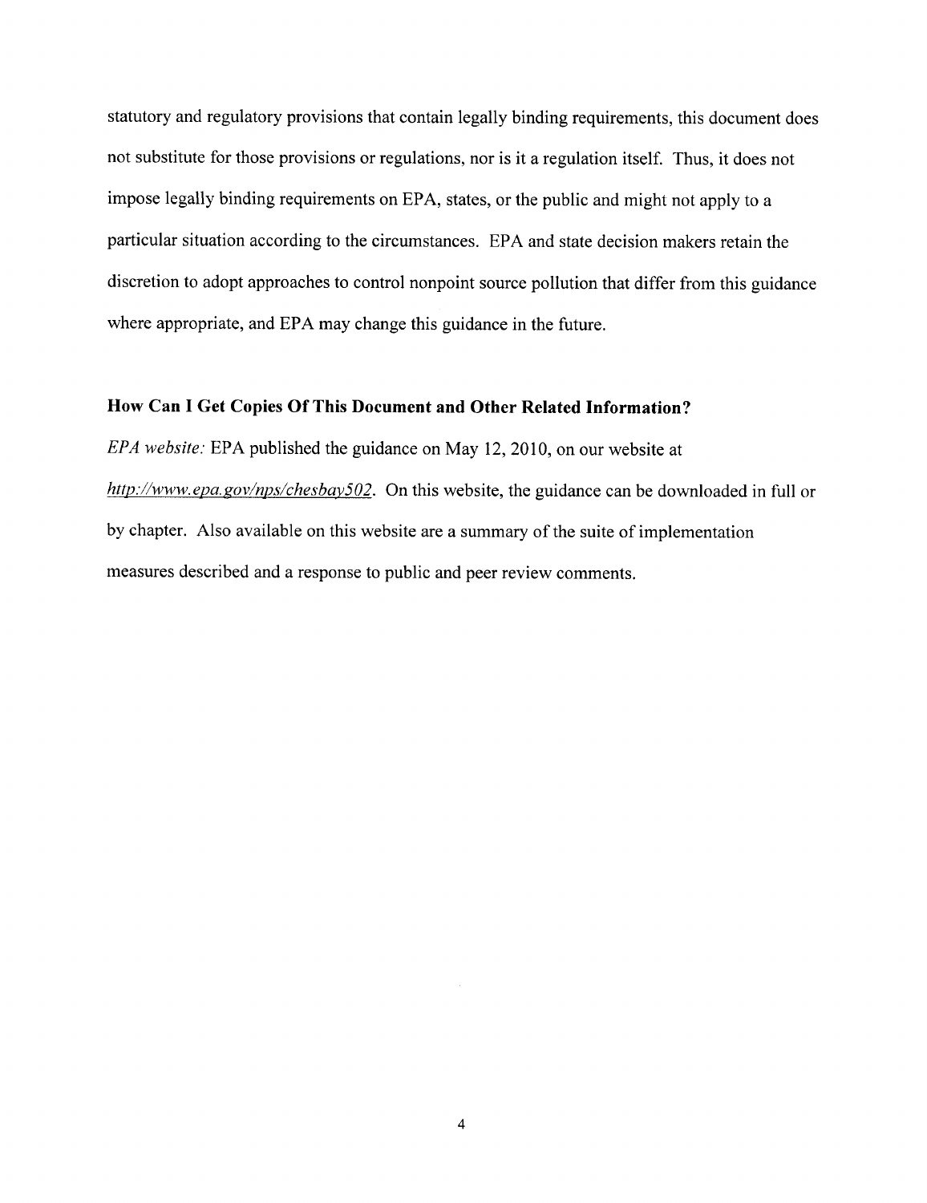statutory and regulatory provisions that contain legally binding requirements, this document does not substitute for those provisions or regulations, nor is it a regulation itself. Thus, it does not impose legally binding requirements on EPA, states, or the public and might not apply to a particular situation according to the circumstances. EPA and state decision makers retain the discretion to adopt approaches to control nonpoint source pollution that differ from this guidance where appropriate, and EPA may change this guidance in the future.

**How Can I Get Copies Of This Document and Other Related Information?**

*EPA website:* EPA published the guidance on May 12, 2010, on our website at *http://www.epa.gov/nps/chesbay502*. On this website, the guidance can be downloaded in full or by chapter. Also available on this website are a summary of the suite of implementation measures described and a response to public and peer review comments.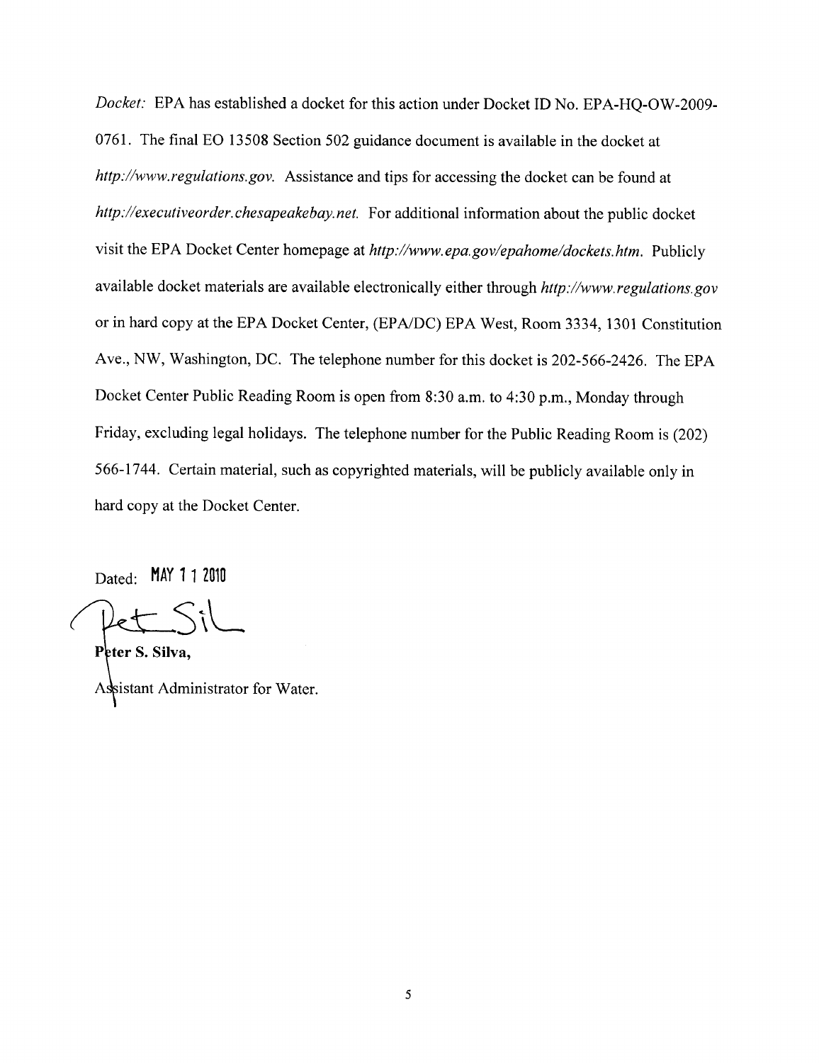*Docket:* EPA has established a docket for this action under Docket ID No. EPA-HQ-OW-2009-0761. The final EO 13508 Section 502 guidance document is available in the docket at *http://www.regulations.gov.* Assistance and tips for accessing the docket can be found at *http://executiveorder.chesapeakebay.net.* For additional information about the public docket visit the EPA Docket Center homepage at *http://www.epa.gov/epahome/dockets.htm.* Publicly available docket materials are available electronically either through *http://www.regulations.gov* or in hard copy at the EPA Docket Center, (EPA/DC) EPA West, Room 3334, 1301 Constitution Ave., NW, Washington, DC. The telephone number for this docket is 202-566-2426. The EPA Docket Center Public Reading Room is open from 8:30 a.m. to 4:30 p.m., Monday through Friday, excluding legal holidays. The telephone number for the Public Reading Room is (202) 566-1744. Certain material, such as copyrighted materials, will be publicly available only in hard copy at the Docket Center.

Dated: **MAY 11 2010**

**Peter S. Silva,**

Assistant Administrator for Water.